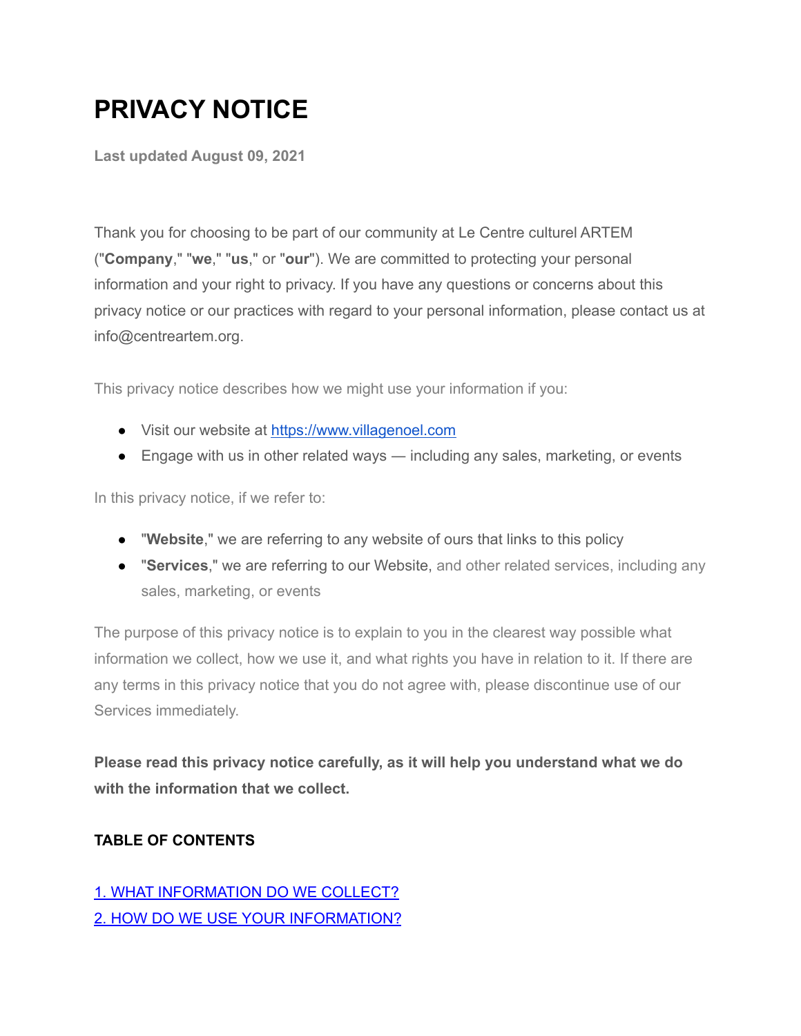# PRIVACY NOTICE

**Last updated August 09, 2021**

Thank you for choosing to be part of our community at Le Centre culturel ARTEM ("**Company**," "**we**," "**us**," or "**our**"). We are committed to protecting your personal information and your right to privacy. If you have any questions or concerns about this privacy notice or our practices with regard to your personal information, please contact us at info@centreartem.org.

This privacy notice describes how we might use your information if you:

- Visit our website at [https://www.villagenoel.com](https://www.villagenoel.com)
- Engage with us in other related ways — including any sales, marketing, or events

In this privacy notice, if we refer to:

- "**Website**," we are referring to any website of ours that links to this policy
- "**Services**," we are referring to our Website, and other related services, including any sales, marketing, or events

The purpose of this privacy notice is to explain to you in the clearest way possible what information we collect, how we use it, and what rights you have in relation to it. If there are any terms in this privacy notice that you do not agree with, please discontinue use of our Services immediately.

**Please read this privacy notice carefully, as it will help you understand what we do with the information that we collect.**

**TABLE OF CONTENTS**

1. WHAT INFORMATION DO WE COLLECT?
2. HOW DO WE USE YOUR INFORMATION?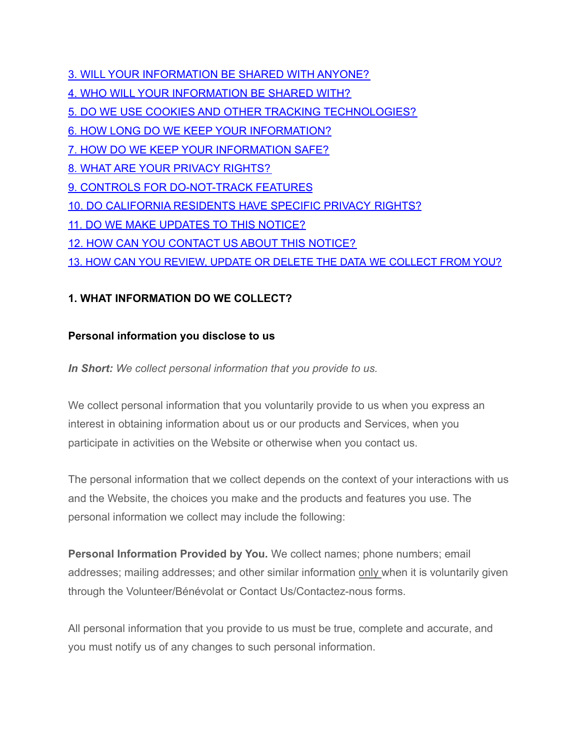[3. WILL YOUR INFORMATION BE SHARED WITH ANYONE?](#)
[4. WHO WILL YOUR INFORMATION BE SHARED WITH?](#)
[5. DO WE USE COOKIES AND OTHER TRACKING TECHNOLOGIES?](#)
[6. HOW LONG DO WE KEEP YOUR INFORMATION?](#)
[7. HOW DO WE KEEP YOUR INFORMATION SAFE?](#)
[8. WHAT ARE YOUR PRIVACY RIGHTS?](#)
[9. CONTROLS FOR DO-NOT-TRACK FEATURES](#)
[10. DO CALIFORNIA RESIDENTS HAVE SPECIFIC PRIVACY RIGHTS?](#)
[11. DO WE MAKE UPDATES TO THIS NOTICE?](#)
[12. HOW CAN YOU CONTACT US ABOUT THIS NOTICE?](#)
[13. HOW CAN YOU REVIEW, UPDATE OR DELETE THE DATA WE COLLECT FROM YOU?](#)

## 1. WHAT INFORMATION DO WE COLLECT?

### Personal information you disclose to us

***In Short:*** *We collect personal information that you provide to us.*

We collect personal information that you voluntarily provide to us when you express an interest in obtaining information about us or our products and Services, when you participate in activities on the Website or otherwise when you contact us.

The personal information that we collect depends on the context of your interactions with us and the Website, the choices you make and the products and features you use. The personal information we collect may include the following:

**Personal Information Provided by You.** We collect names; phone numbers; email addresses; mailing addresses; and other similar information <u>only</u> when it is voluntarily given through the Volunteer/Bénévolat or Contact Us/Contactez-nous forms.

All personal information that you provide to us must be true, complete and accurate, and you must notify us of any changes to such personal information.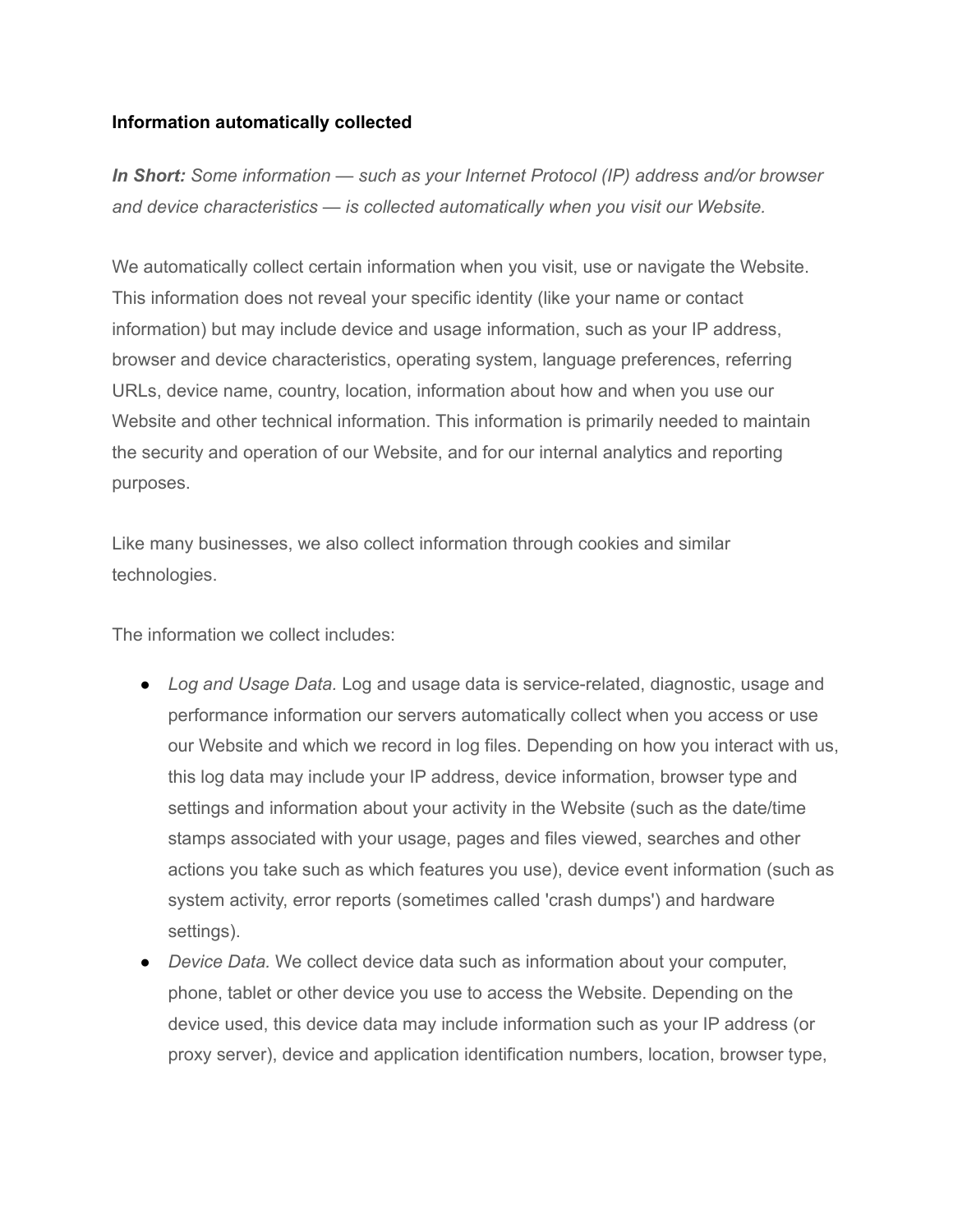**Information automatically collected**

***In Short:*** *Some information — such as your Internet Protocol (IP) address and/or browser and device characteristics — is collected automatically when you visit our Website.*

We automatically collect certain information when you visit, use or navigate the Website. This information does not reveal your specific identity (like your name or contact information) but may include device and usage information, such as your IP address, browser and device characteristics, operating system, language preferences, referring URLs, device name, country, location, information about how and when you use our Website and other technical information. This information is primarily needed to maintain the security and operation of our Website, and for our internal analytics and reporting purposes.

Like many businesses, we also collect information through cookies and similar technologies.

The information we collect includes:

- *Log and Usage Data.* Log and usage data is service-related, diagnostic, usage and performance information our servers automatically collect when you access or use our Website and which we record in log files. Depending on how you interact with us, this log data may include your IP address, device information, browser type and settings and information about your activity in the Website (such as the date/time stamps associated with your usage, pages and files viewed, searches and other actions you take such as which features you use), device event information (such as system activity, error reports (sometimes called 'crash dumps') and hardware settings).
- *Device Data.* We collect device data such as information about your computer, phone, tablet or other device you use to access the Website. Depending on the device used, this device data may include information such as your IP address (or proxy server), device and application identification numbers, location, browser type,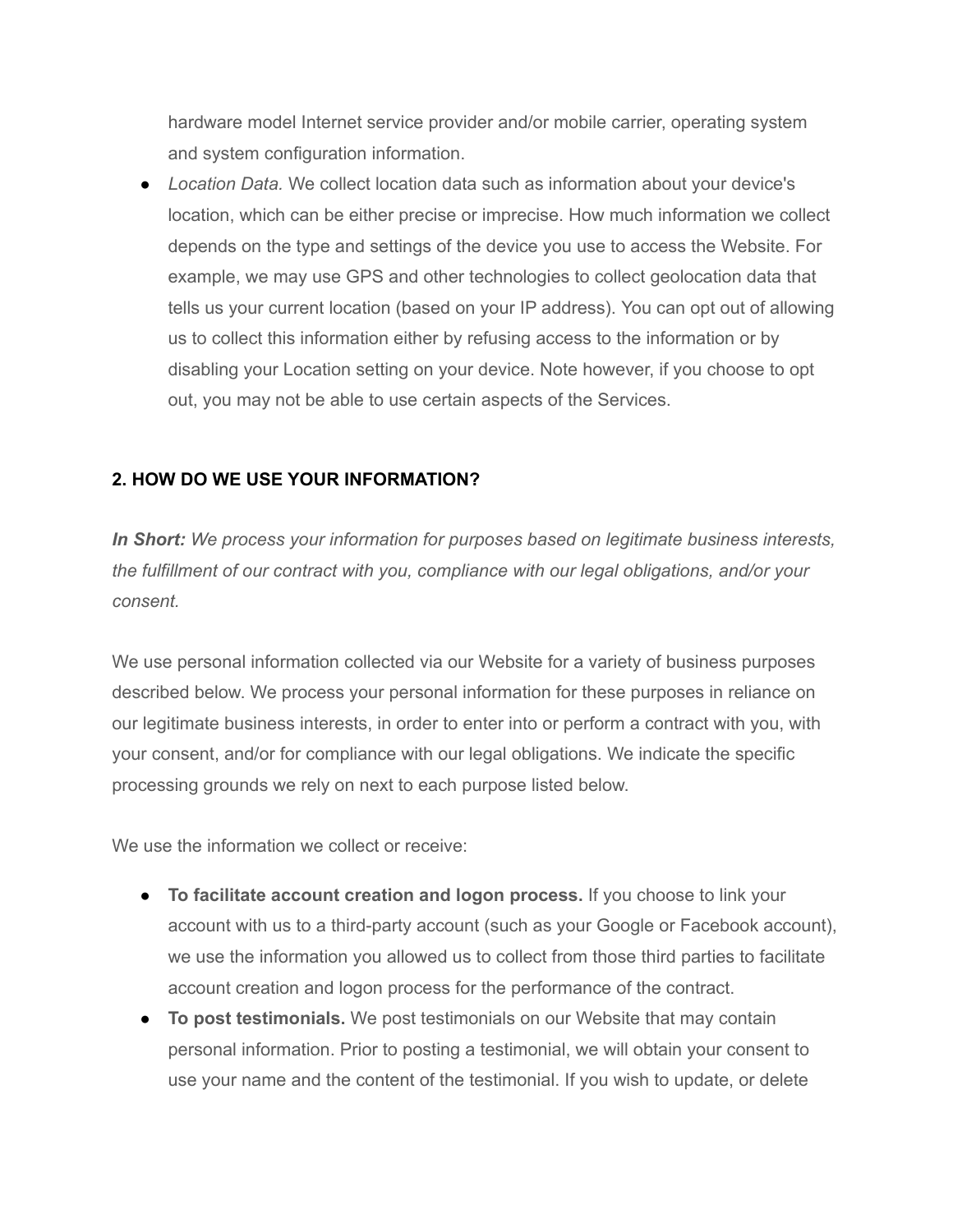hardware model Internet service provider and/or mobile carrier, operating system and system configuration information.

- *Location Data.* We collect location data such as information about your device's location, which can be either precise or imprecise. How much information we collect depends on the type and settings of the device you use to access the Website. For example, we may use GPS and other technologies to collect geolocation data that tells us your current location (based on your IP address). You can opt out of allowing us to collect this information either by refusing access to the information or by disabling your Location setting on your device. Note however, if you choose to opt out, you may not be able to use certain aspects of the Services.

## 2. HOW DO WE USE YOUR INFORMATION?

***In Short:*** *We process your information for purposes based on legitimate business interests, the fulfillment of our contract with you, compliance with our legal obligations, and/or your consent.*

We use personal information collected via our Website for a variety of business purposes described below. We process your personal information for these purposes in reliance on our legitimate business interests, in order to enter into or perform a contract with you, with your consent, and/or for compliance with our legal obligations. We indicate the specific processing grounds we rely on next to each purpose listed below.

We use the information we collect or receive:

- **To facilitate account creation and logon process.** If you choose to link your account with us to a third-party account (such as your Google or Facebook account), we use the information you allowed us to collect from those third parties to facilitate account creation and logon process for the performance of the contract.
- **To post testimonials.** We post testimonials on our Website that may contain personal information. Prior to posting a testimonial, we will obtain your consent to use your name and the content of the testimonial. If you wish to update, or delete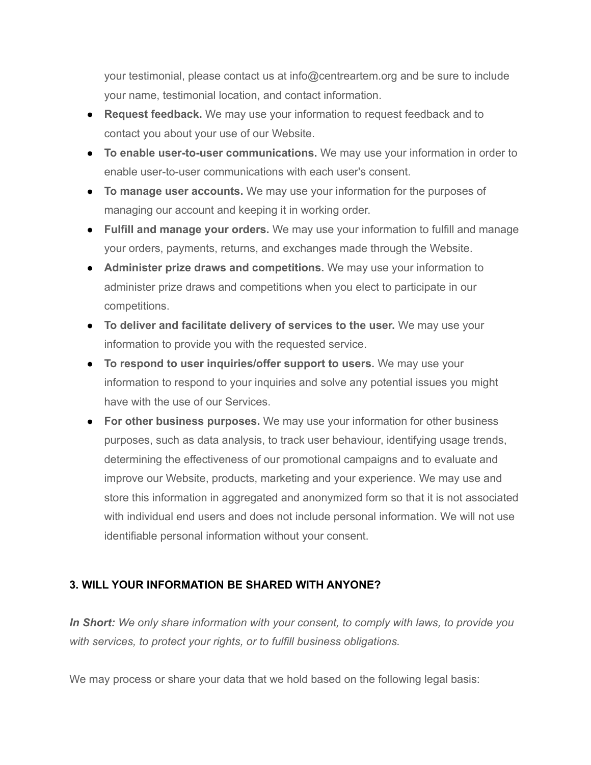your testimonial, please contact us at info@centreartem.org and be sure to include your name, testimonial location, and contact information.

- **Request feedback.** We may use your information to request feedback and to contact you about your use of our Website.
- **To enable user-to-user communications.** We may use your information in order to enable user-to-user communications with each user's consent.
- **To manage user accounts.** We may use your information for the purposes of managing our account and keeping it in working order.
- **Fulfill and manage your orders.** We may use your information to fulfill and manage your orders, payments, returns, and exchanges made through the Website.
- **Administer prize draws and competitions.** We may use your information to administer prize draws and competitions when you elect to participate in our competitions.
- **To deliver and facilitate delivery of services to the user.** We may use your information to provide you with the requested service.
- **To respond to user inquiries/offer support to users.** We may use your information to respond to your inquiries and solve any potential issues you might have with the use of our Services.
- **For other business purposes.** We may use your information for other business purposes, such as data analysis, to track user behaviour, identifying usage trends, determining the effectiveness of our promotional campaigns and to evaluate and improve our Website, products, marketing and your experience. We may use and store this information in aggregated and anonymized form so that it is not associated with individual end users and does not include personal information. We will not use identifiable personal information without your consent.

## 3. WILL YOUR INFORMATION BE SHARED WITH ANYONE?

***In Short:*** *We only share information with your consent, to comply with laws, to provide you with services, to protect your rights, or to fulfill business obligations.*

We may process or share your data that we hold based on the following legal basis: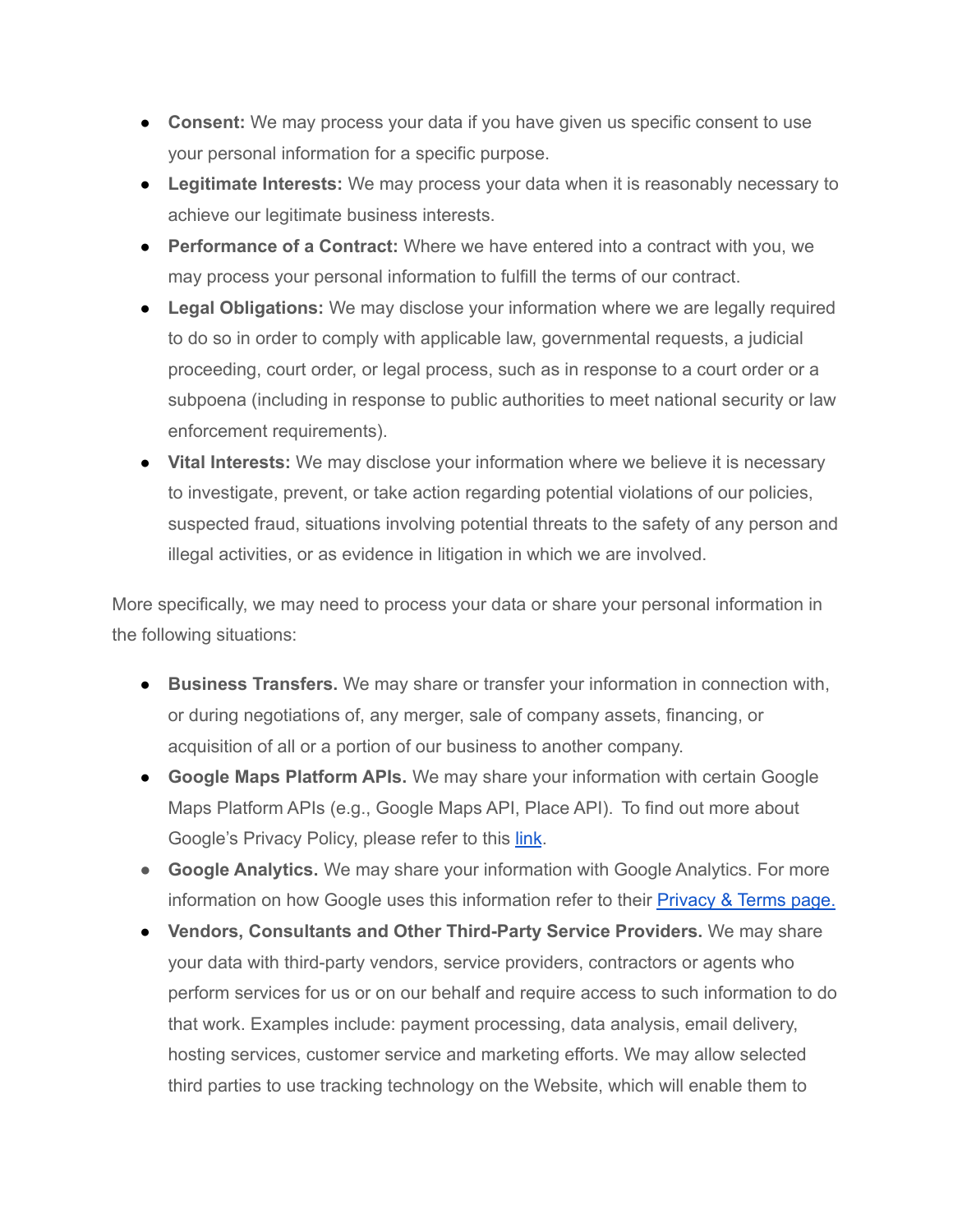- **Consent:** We may process your data if you have given us specific consent to use your personal information for a specific purpose.
- **Legitimate Interests:** We may process your data when it is reasonably necessary to achieve our legitimate business interests.
- **Performance of a Contract:** Where we have entered into a contract with you, we may process your personal information to fulfill the terms of our contract.
- **Legal Obligations:** We may disclose your information where we are legally required to do so in order to comply with applicable law, governmental requests, a judicial proceeding, court order, or legal process, such as in response to a court order or a subpoena (including in response to public authorities to meet national security or law enforcement requirements).
- **Vital Interests:** We may disclose your information where we believe it is necessary to investigate, prevent, or take action regarding potential violations of our policies, suspected fraud, situations involving potential threats to the safety of any person and illegal activities, or as evidence in litigation in which we are involved.

More specifically, we may need to process your data or share your personal information in the following situations:

- **Business Transfers.** We may share or transfer your information in connection with, or during negotiations of, any merger, sale of company assets, financing, or acquisition of all or a portion of our business to another company.
- **Google Maps Platform APIs.** We may share your information with certain Google Maps Platform APIs (e.g., Google Maps API, Place API). To find out more about Google's Privacy Policy, please refer to this link.
- **Google Analytics.** We may share your information with Google Analytics. For more information on how Google uses this information refer to their Privacy & Terms page.
- **Vendors, Consultants and Other Third-Party Service Providers.** We may share your data with third-party vendors, service providers, contractors or agents who perform services for us or on our behalf and require access to such information to do that work. Examples include: payment processing, data analysis, email delivery, hosting services, customer service and marketing efforts. We may allow selected third parties to use tracking technology on the Website, which will enable them to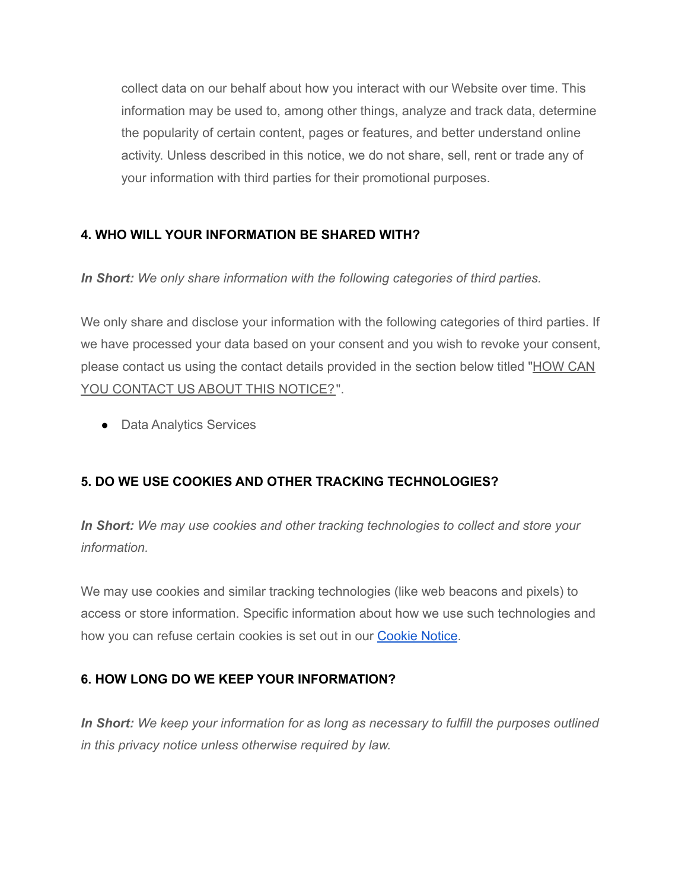collect data on our behalf about how you interact with our Website over time. This information may be used to, among other things, analyze and track data, determine the popularity of certain content, pages or features, and better understand online activity. Unless described in this notice, we do not share, sell, rent or trade any of your information with third parties for their promotional purposes.

## 4. WHO WILL YOUR INFORMATION BE SHARED WITH?

***In Short:*** *We only share information with the following categories of third parties.*

We only share and disclose your information with the following categories of third parties. If we have processed your data based on your consent and you wish to revoke your consent, please contact us using the contact details provided in the section below titled "HOW CAN YOU CONTACT US ABOUT THIS NOTICE?".

- Data Analytics Services

## 5. DO WE USE COOKIES AND OTHER TRACKING TECHNOLOGIES?

***In Short:*** *We may use cookies and other tracking technologies to collect and store your information.*

We may use cookies and similar tracking technologies (like web beacons and pixels) to access or store information. Specific information about how we use such technologies and how you can refuse certain cookies is set out in our Cookie Notice.

## 6. HOW LONG DO WE KEEP YOUR INFORMATION?

***In Short:*** *We keep your information for as long as necessary to fulfill the purposes outlined in this privacy notice unless otherwise required by law.*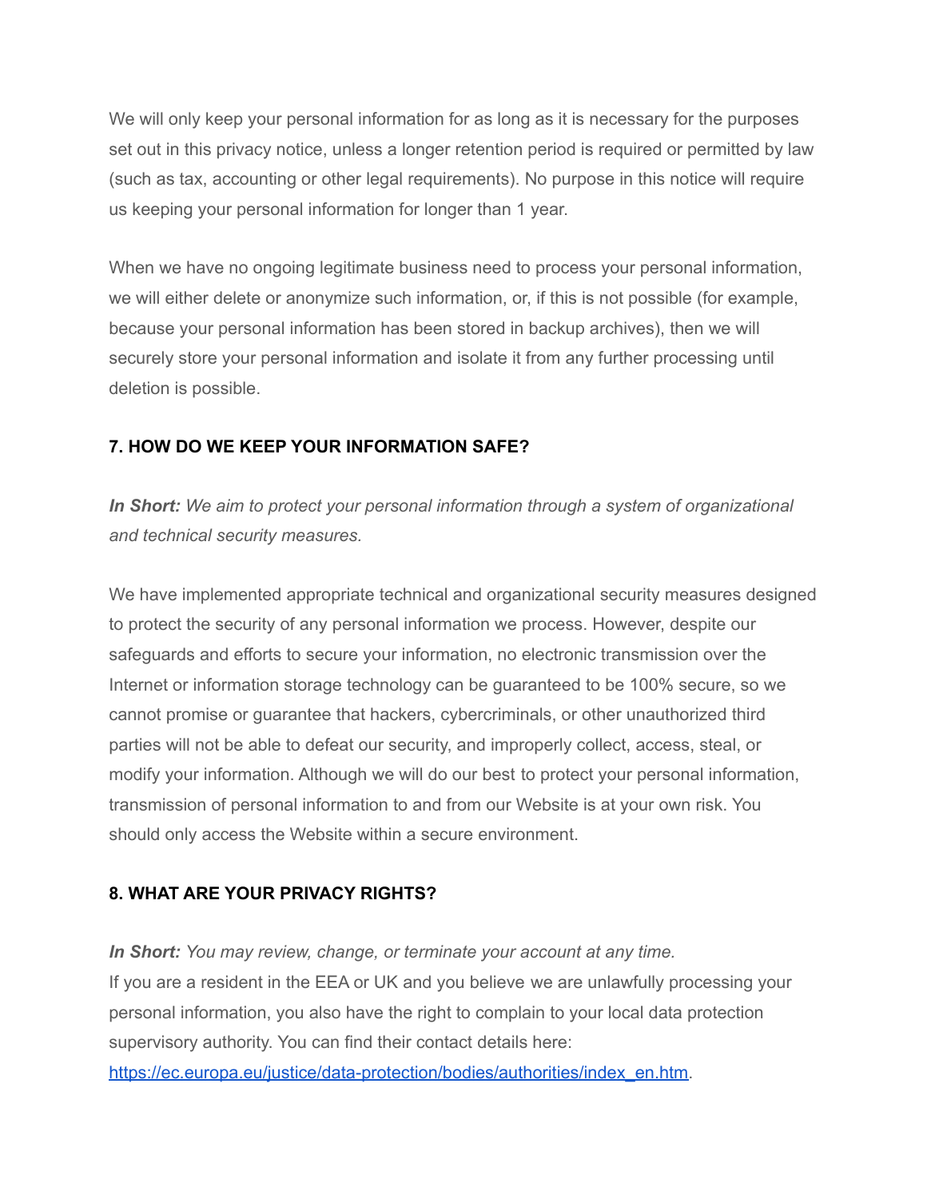We will only keep your personal information for as long as it is necessary for the purposes set out in this privacy notice, unless a longer retention period is required or permitted by law (such as tax, accounting or other legal requirements). No purpose in this notice will require us keeping your personal information for longer than 1 year.

When we have no ongoing legitimate business need to process your personal information, we will either delete or anonymize such information, or, if this is not possible (for example, because your personal information has been stored in backup archives), then we will securely store your personal information and isolate it from any further processing until deletion is possible.

### 7. HOW DO WE KEEP YOUR INFORMATION SAFE?

***In Short:*** *We aim to protect your personal information through a system of organizational and technical security measures.*

We have implemented appropriate technical and organizational security measures designed to protect the security of any personal information we process. However, despite our safeguards and efforts to secure your information, no electronic transmission over the Internet or information storage technology can be guaranteed to be 100% secure, so we cannot promise or guarantee that hackers, cybercriminals, or other unauthorized third parties will not be able to defeat our security, and improperly collect, access, steal, or modify your information. Although we will do our best to protect your personal information, transmission of personal information to and from our Website is at your own risk. You should only access the Website within a secure environment.

### 8. WHAT ARE YOUR PRIVACY RIGHTS?

***In Short:*** *You may review, change, or terminate your account at any time.*
If you are a resident in the EEA or UK and you believe we are unlawfully processing your personal information, you also have the right to complain to your local data protection supervisory authority. You can find their contact details here: [https://ec.europa.eu/justice/data-protection/bodies/authorities/index_en.htm](https://ec.europa.eu/justice/data-protection/bodies/authorities/index_en.htm).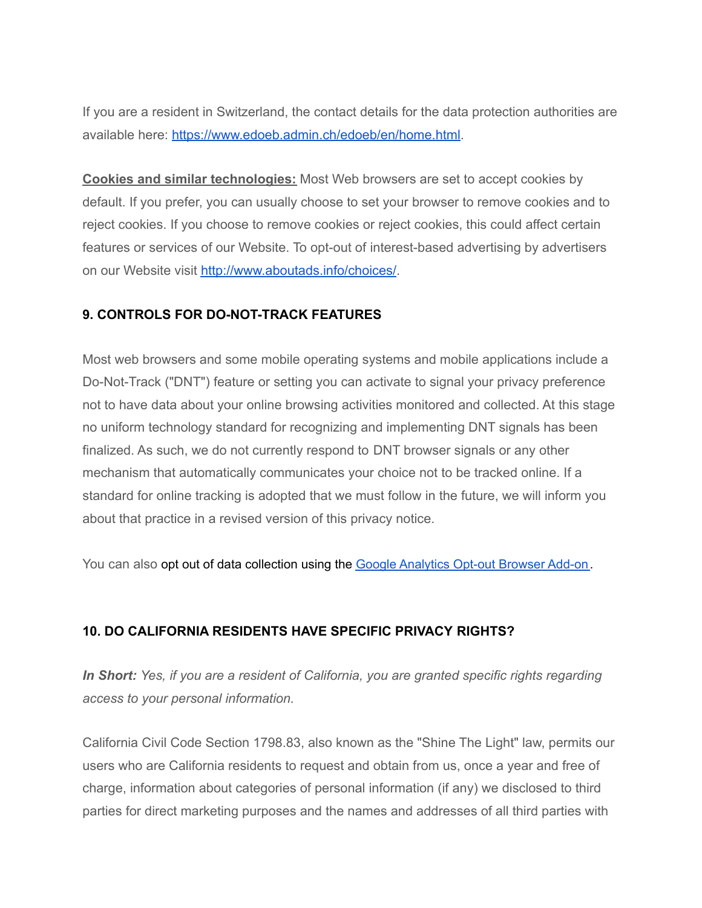If you are a resident in Switzerland, the contact details for the data protection authorities are available here: https://www.edoeb.admin.ch/edoeb/en/home.html.

**Cookies and similar technologies:** Most Web browsers are set to accept cookies by default. If you prefer, you can usually choose to set your browser to remove cookies and to reject cookies. If you choose to remove cookies or reject cookies, this could affect certain features or services of our Website. To opt-out of interest-based advertising by advertisers on our Website visit http://www.aboutads.info/choices/.

## 9. CONTROLS FOR DO-NOT-TRACK FEATURES

Most web browsers and some mobile operating systems and mobile applications include a Do-Not-Track ("DNT") feature or setting you can activate to signal your privacy preference not to have data about your online browsing activities monitored and collected. At this stage no uniform technology standard for recognizing and implementing DNT signals has been finalized. As such, we do not currently respond to DNT browser signals or any other mechanism that automatically communicates your choice not to be tracked online. If a standard for online tracking is adopted that we must follow in the future, we will inform you about that practice in a revised version of this privacy notice.

You can also opt out of data collection using the Google Analytics Opt-out Browser Add-on.

## 10. DO CALIFORNIA RESIDENTS HAVE SPECIFIC PRIVACY RIGHTS?

***In Short:*** *Yes, if you are a resident of California, you are granted specific rights regarding access to your personal information.*

California Civil Code Section 1798.83, also known as the "Shine The Light" law, permits our users who are California residents to request and obtain from us, once a year and free of charge, information about categories of personal information (if any) we disclosed to third parties for direct marketing purposes and the names and addresses of all third parties with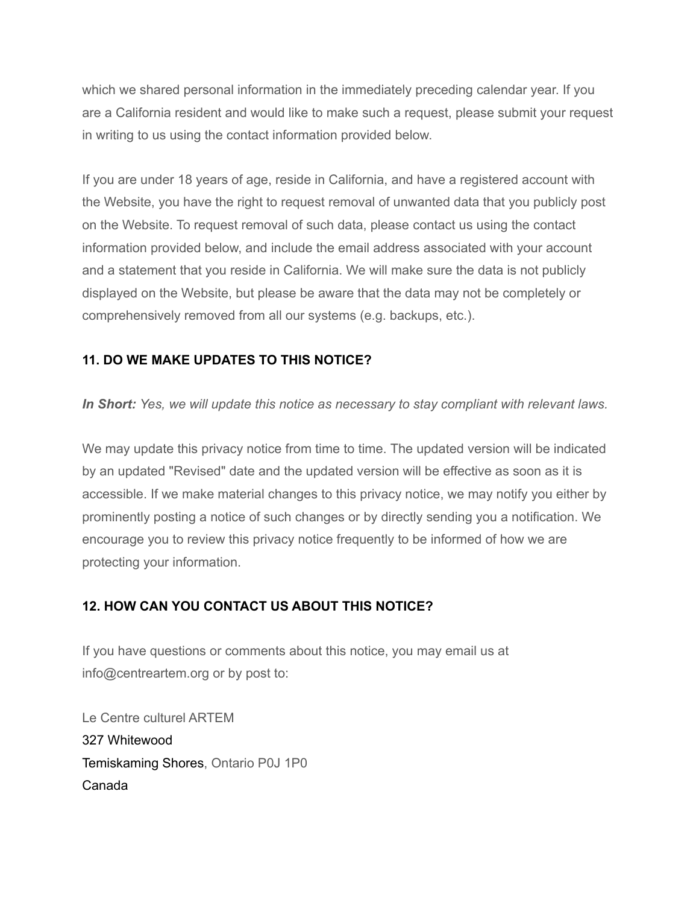which we shared personal information in the immediately preceding calendar year. If you are a California resident and would like to make such a request, please submit your request in writing to us using the contact information provided below.

If you are under 18 years of age, reside in California, and have a registered account with the Website, you have the right to request removal of unwanted data that you publicly post on the Website. To request removal of such data, please contact us using the contact information provided below, and include the email address associated with your account and a statement that you reside in California. We will make sure the data is not publicly displayed on the Website, but please be aware that the data may not be completely or comprehensively removed from all our systems (e.g. backups, etc.).

## 11. DO WE MAKE UPDATES TO THIS NOTICE?

***In Short:*** *Yes, we will update this notice as necessary to stay compliant with relevant laws.*

We may update this privacy notice from time to time. The updated version will be indicated by an updated "Revised" date and the updated version will be effective as soon as it is accessible. If we make material changes to this privacy notice, we may notify you either by prominently posting a notice of such changes or by directly sending you a notification. We encourage you to review this privacy notice frequently to be informed of how we are protecting your information.

## 12. HOW CAN YOU CONTACT US ABOUT THIS NOTICE?

If you have questions or comments about this notice, you may email us at info@centreartem.org or by post to:

Le Centre culturel ARTEM
327 Whitewood
Temiskaming Shores, Ontario P0J 1P0
Canada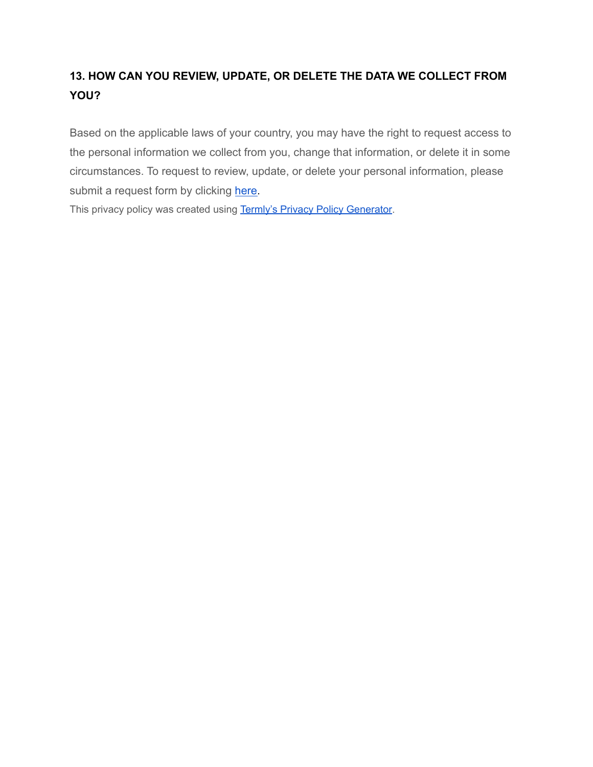### 13. HOW CAN YOU REVIEW, UPDATE, OR DELETE THE DATA WE COLLECT FROM YOU?

Based on the applicable laws of your country, you may have the right to request access to the personal information we collect from you, change that information, or delete it in some circumstances. To request to review, update, or delete your personal information, please submit a request form by clicking here.

This privacy policy was created using Termly's Privacy Policy Generator.